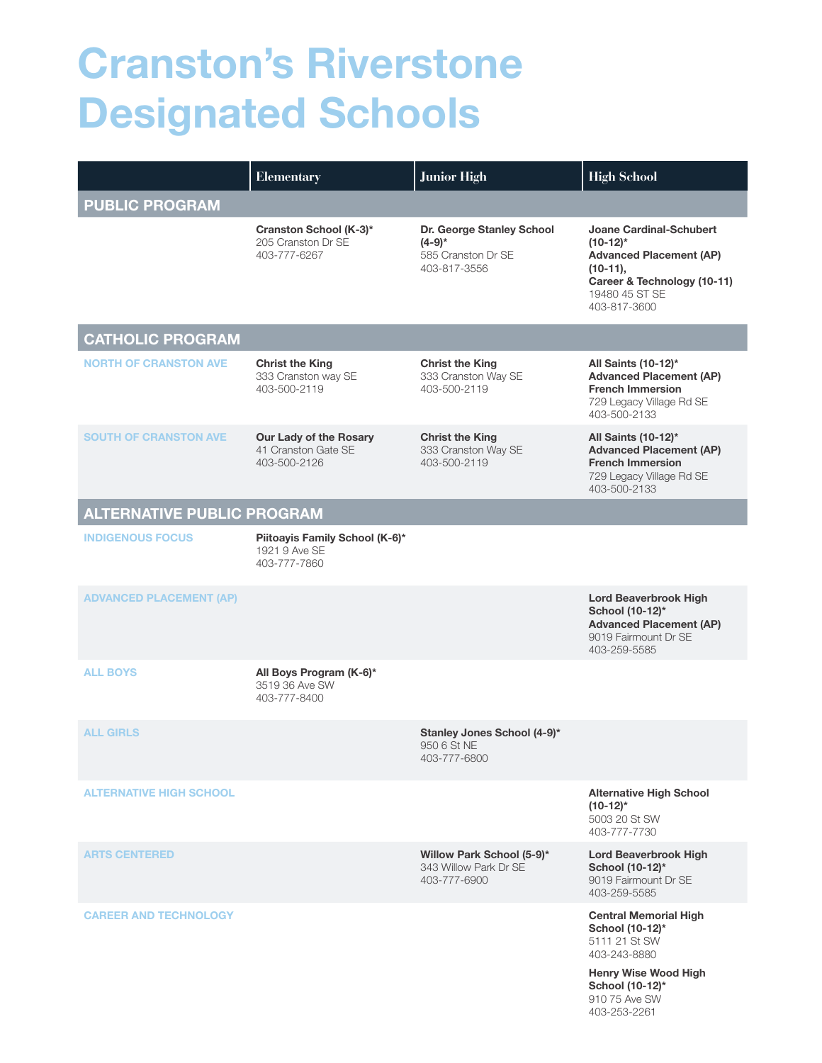# Cranston's Riverstone Designated Schools

| | Elementary | Junior High | High School |
|---|---|---|---|
| **PUBLIC PROGRAM** | | | |
| | **Cranston School (K-3)*** 205 Cranston Dr SE 403-777-6267 | **Dr. George Stanley School (4-9)*** 585 Cranston Dr SE 403-817-3556 | **Joane Cardinal-Schubert (10-12)*** **Advanced Placement (AP) (10-11), Career & Technology (10-11)** 19480 45 ST SE 403-817-3600 |
| **CATHOLIC PROGRAM** | | | |
| NORTH OF CRANSTON AVE | **Christ the King** 333 Cranston way SE 403-500-2119 | **Christ the King** 333 Cranston Way SE 403-500-2119 | **All Saints (10-12)*** **Advanced Placement (AP)** **French Immersion** 729 Legacy Village Rd SE 403-500-2133 |
| SOUTH OF CRANSTON AVE | **Our Lady of the Rosary** 41 Cranston Gate SE 403-500-2126 | **Christ the King** 333 Cranston Way SE 403-500-2119 | **All Saints (10-12)*** **Advanced Placement (AP)** **French Immersion** 729 Legacy Village Rd SE 403-500-2133 |
| **ALTERNATIVE PUBLIC PROGRAM** | | | |
| INDIGENOUS FOCUS | **Piitoayis Family School (K-6)*** 1921 9 Ave SE 403-777-7860 | | |
| ADVANCED PLACEMENT (AP) | | | **Lord Beaverbrook High School (10-12)*** **Advanced Placement (AP)** 9019 Fairmount Dr SE 403-259-5585 |
| ALL BOYS | **All Boys Program (K-6)*** 3519 36 Ave SW 403-777-8400 | | |
| ALL GIRLS | | **Stanley Jones School (4-9)*** 950 6 St NE 403-777-6800 | |
| ALTERNATIVE HIGH SCHOOL | | | **Alternative High School (10-12)*** 5003 20 St SW 403-777-7730 |
| ARTS CENTERED | | **Willow Park School (5-9)*** 343 Willow Park Dr SE 403-777-6900 | **Lord Beaverbrook High School (10-12)*** 9019 Fairmount Dr SE 403-259-5585 |
| CAREER AND TECHNOLOGY | | | **Central Memorial High School (10-12)*** 5111 21 St SW 403-243-8880 **Henry Wise Wood High School (10-12)*** 910 75 Ave SW 403-253-2261 |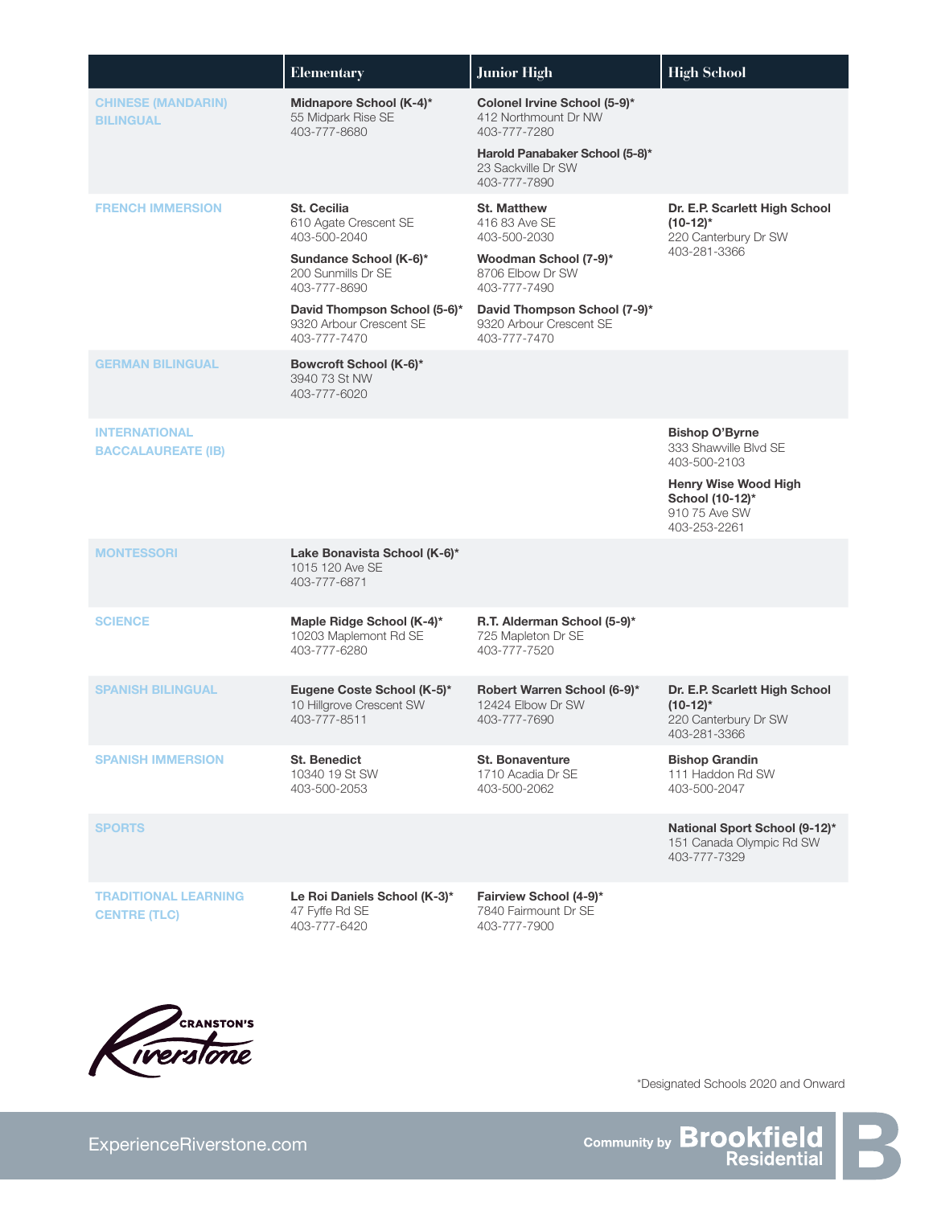| | Elementary | Junior High | High School |
| --- | --- | --- | --- |
| **CHINESE (MANDARIN) BILINGUAL** | **Midnapore School (K-4)***<br>55 Midpark Rise SE<br>403-777-8680 | **Colonel Irvine School (5-9)***<br>412 Northmount Dr NW<br>403-777-7280<br><br>**Harold Panabaker School (5-8)***<br>23 Sackville Dr SW<br>403-777-7890 | |
| **FRENCH IMMERSION** | **St. Cecilia**<br>610 Agate Crescent SE<br>403-500-2040<br><br>**Sundance School (K-6)***<br>200 Sunmills Dr SE<br>403-777-8690<br><br>**David Thompson School (5-6)***<br>9320 Arbour Crescent SE<br>403-777-7470 | **St. Matthew**<br>416 83 Ave SE<br>403-500-2030<br><br>**Woodman School (7-9)***<br>8706 Elbow Dr SW<br>403-777-7490<br><br>**David Thompson School (7-9)***<br>9320 Arbour Crescent SE<br>403-777-7470 | **Dr. E.P. Scarlett High School (10-12)***<br>220 Canterbury Dr SW<br>403-281-3366 |
| **GERMAN BILINGUAL** | **Bowcroft School (K-6)***<br>3940 73 St NW<br>403-777-6020 | | |
| **INTERNATIONAL BACCALAUREATE (IB)** | | | **Bishop O'Byrne**<br>333 Shawville Blvd SE<br>403-500-2103<br><br>**Henry Wise Wood High School (10-12)***<br>910 75 Ave SW<br>403-253-2261 |
| **MONTESSORI** | **Lake Bonavista School (K-6)***<br>1015 120 Ave SE<br>403-777-6871 | | |
| **SCIENCE** | **Maple Ridge School (K-4)***<br>10203 Maplemont Rd SE<br>403-777-6280 | **R.T. Alderman School (5-9)***<br>725 Mapleton Dr SE<br>403-777-7520 | |
| **SPANISH BILINGUAL** | **Eugene Coste School (K-5)***<br>10 Hillgrove Crescent SW<br>403-777-8511 | **Robert Warren School (6-9)***<br>12424 Elbow Dr SW<br>403-777-7690 | **Dr. E.P. Scarlett High School (10-12)***<br>220 Canterbury Dr SW<br>403-281-3366 |
| **SPANISH IMMERSION** | **St. Benedict**<br>10340 19 St SW<br>403-500-2053 | **St. Bonaventure**<br>1710 Acadia Dr SE<br>403-500-2062 | **Bishop Grandin**<br>111 Haddon Rd SW<br>403-500-2047 |
| **SPORTS** | | | **National Sport School (9-12)***<br>151 Canada Olympic Rd SW<br>403-777-7329 |
| **TRADITIONAL LEARNING CENTRE (TLC)** | **Le Roi Daniels School (K-3)***<br>47 Fyffe Rd SE<br>403-777-6420 | **Fairview School (4-9)***<br>7840 Fairmount Dr SE<br>403-777-7900 | |

CRANSTON'S Riverstone

*Designated Schools 2020 and Onward

ExperienceRiverstone.com

Community by Brookfield Residential